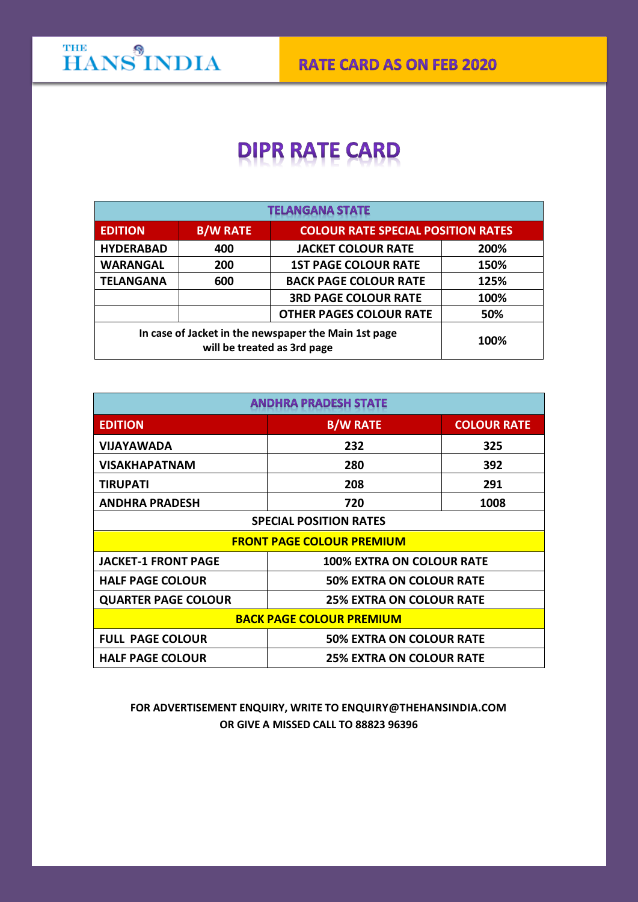THE HANS INDIA

RATE CARD AS ON FEB 2020

# DIPR RATE CARD

| TELANGANA STATE | | | |
|---|---|---|---|
| **EDITION** | **B/W RATE** | **COLOUR RATE SPECIAL POSITION RATES** | |
| HYDERABAD | 400 | JACKET COLOUR RATE | 200% |
| WARANGAL | 200 | 1ST PAGE COLOUR RATE | 150% |
| TELANGANA | 600 | BACK PAGE COLOUR RATE | 125% |
| | | 3RD PAGE COLOUR RATE | 100% |
| | | OTHER PAGES COLOUR RATE | 50% |
| In case of Jacket in the newspaper the Main 1st page will be treated as 3rd page | | | 100% |

| ANDHRA PRADESH STATE | | |
|---|---|---|
| **EDITION** | **B/W RATE** | **COLOUR RATE** |
| VIJAYAWADA | 232 | 325 |
| VISAKHAPATNAM | 280 | 392 |
| TIRUPATI | 208 | 291 |
| ANDHRA PRADESH | 720 | 1008 |
| **SPECIAL POSITION RATES** | | |
| **FRONT PAGE COLOUR PREMIUM** | | |
| JACKET-1 FRONT PAGE | 100% EXTRA ON COLOUR RATE | |
| HALF PAGE COLOUR | 50% EXTRA ON COLOUR RATE | |
| QUARTER PAGE COLOUR | 25% EXTRA ON COLOUR RATE | |
| **BACK PAGE COLOUR PREMIUM** | | |
| FULL PAGE COLOUR | 50% EXTRA ON COLOUR RATE | |
| HALF PAGE COLOUR | 25% EXTRA ON COLOUR RATE | |

**FOR ADVERTISEMENT ENQUIRY, WRITE TO ENQUIRY@THEHANSINDIA.COM OR GIVE A MISSED CALL TO 88823 96396**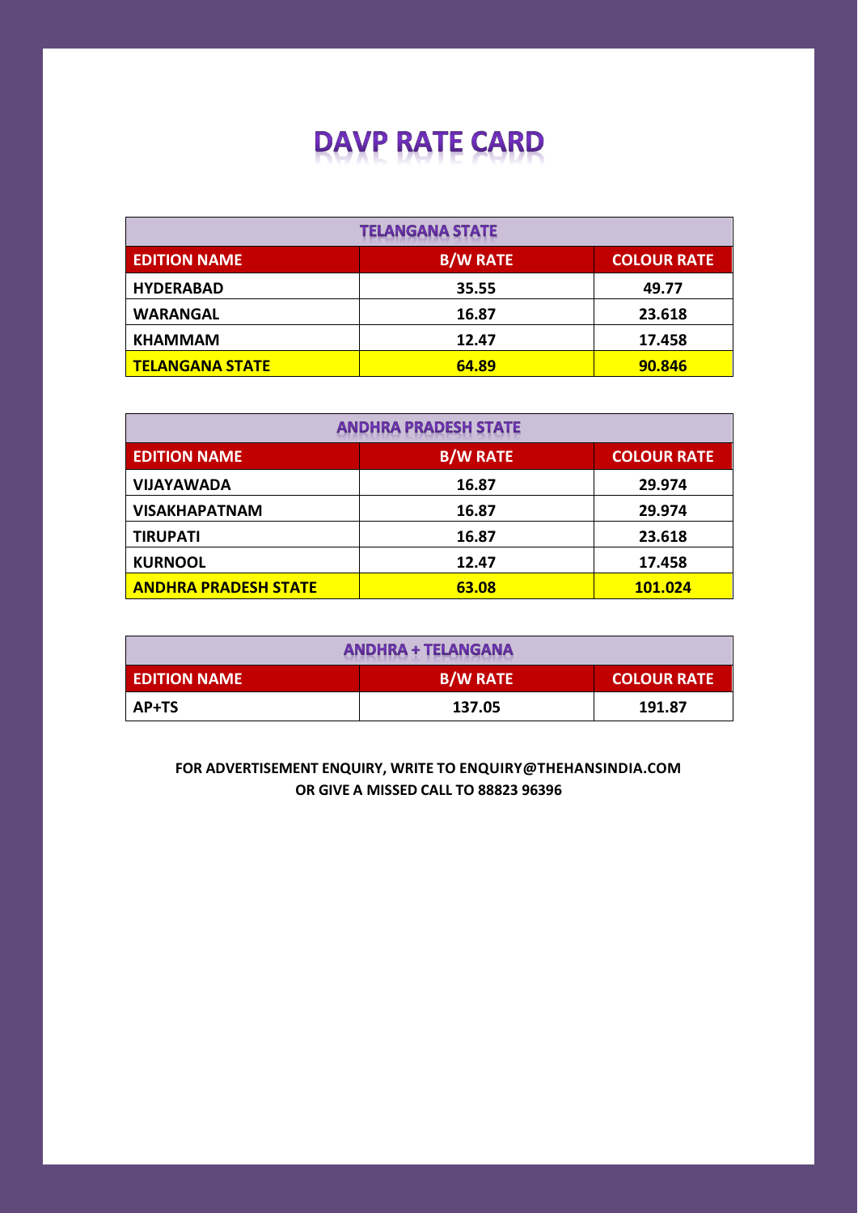# DAVP RATE CARD

| TELANGANA STATE | | |
|---|---|---|
| **EDITION NAME** | **B/W RATE** | **COLOUR RATE** |
| **HYDERABAD** | **35.55** | **49.77** |
| **WARANGAL** | **16.87** | **23.618** |
| **KHAMMAM** | **12.47** | **17.458** |
| **TELANGANA STATE** | **64.89** | **90.846** |

| ANDHRA PRADESH STATE | | |
|---|---|---|
| **EDITION NAME** | **B/W RATE** | **COLOUR RATE** |
| **VIJAYAWADA** | **16.87** | **29.974** |
| **VISAKHAPATNAM** | **16.87** | **29.974** |
| **TIRUPATI** | **16.87** | **23.618** |
| **KURNOOL** | **12.47** | **17.458** |
| **ANDHRA PRADESH STATE** | **63.08** | **101.024** |

| ANDHRA + TELANGANA | | |
|---|---|---|
| **EDITION NAME** | **B/W RATE** | **COLOUR RATE** |
| **AP+TS** | **137.05** | **191.87** |

**FOR ADVERTISEMENT ENQUIRY, WRITE TO ENQUIRY@THEHANSINDIA.COM**
**OR GIVE A MISSED CALL TO 88823 96396**